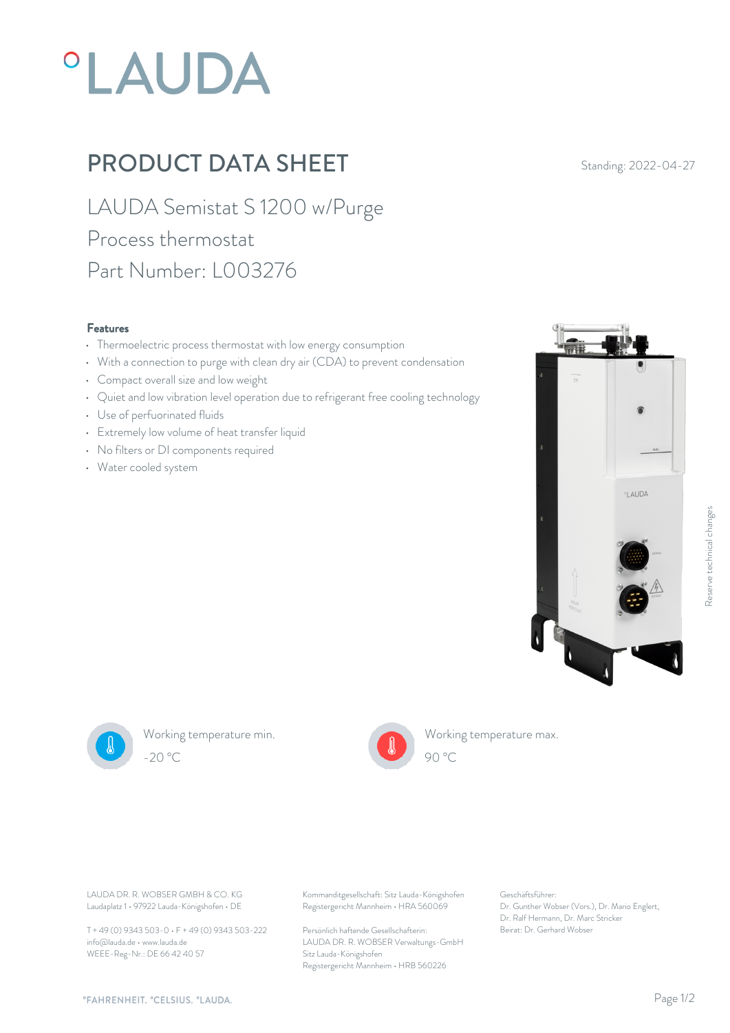# °LAUDA

## PRODUCT DATA SHEET

Standing: 2022-04-27

LAUDA Semistat S 1200 w/Purge

Process thermostat

Part Number: L003276

### Features

- Thermoelectric process thermostat with low energy consumption
- With a connection to purge with clean dry air (CDA) to prevent condensation
- Compact overall size and low weight
- Quiet and low vibration level operation due to refrigerant free cooling technology
- Use of perfuorinated fluids
- Extremely low volume of heat transfer liquid
- No filters or DI components required
- Water cooled system

Working temperature min.
-20 °C

Working temperature max.
90 °C

Reserve technical changes

LAUDA DR. R. WOBSER GMBH & CO. KG
Laudaplatz 1 • 97922 Lauda-Königshofen • DE

T + 49 (0) 9343 503-0 • F + 49 (0) 9343 503-222
info@lauda.de • www.lauda.de
WEEE-Reg-Nr.: DE 66 42 40 57

Kommanditgesellschaft: Sitz Lauda-Königshofen
Registergericht Mannheim • HRA 560069

Persönlich haftende Gesellschafterin:
LAUDA DR. R. WOBSER Verwaltungs-GmbH
Sitz Lauda-Königshofen
Registergericht Mannheim • HRB 560226

Geschäftsführer:
Dr. Gunther Wobser (Vors.), Dr. Mario Englert,
Dr. Ralf Hermann, Dr. Marc Stricker
Beirat: Dr. Gerhard Wobser

°FAHRENHEIT. °CELSIUS. °LAUDA.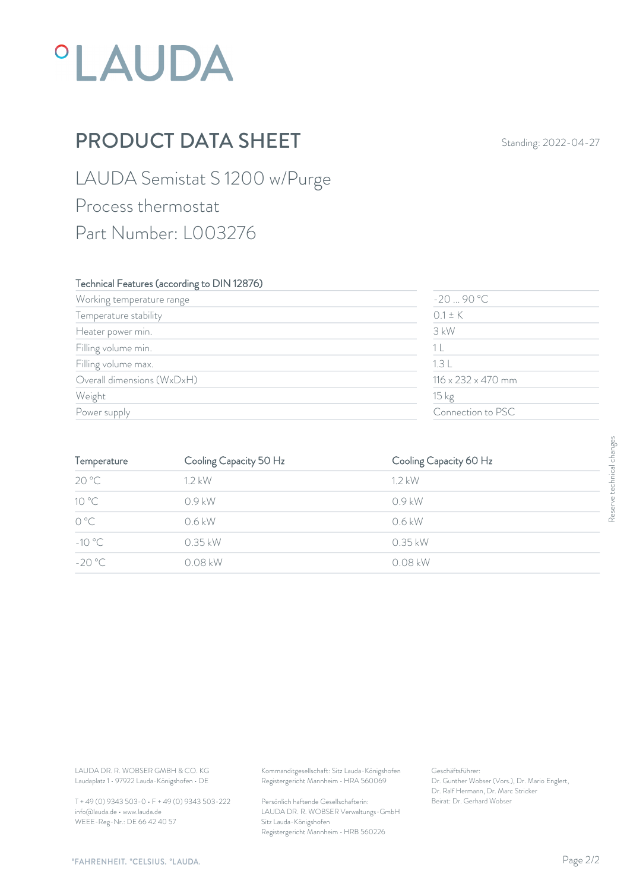°LAUDA

# PRODUCT DATA SHEET

Standing: 2022-04-27

## LAUDA Semistat S 1200 w/Purge

Process thermostat

Part Number: L003276

### Technical Features (according to DIN 12876)

| | |
|---|---|
| Working temperature range | -20 ... 90 °C |
| Temperature stability | 0.1 ± K |
| Heater power min. | 3 kW |
| Filling volume min. | 1 L |
| Filling volume max. | 1.3 L |
| Overall dimensions (WxDxH) | 116 x 232 x 470 mm |
| Weight | 15 kg |
| Power supply | Connection to PSC |

| Temperature | Cooling Capacity 50 Hz | Cooling Capacity 60 Hz |
|---|---|---|
| 20 °C | 1.2 kW | 1.2 kW |
| 10 °C | 0.9 kW | 0.9 kW |
| 0 °C | 0.6 kW | 0.6 kW |
| -10 °C | 0.35 kW | 0.35 kW |
| -20 °C | 0.08 kW | 0.08 kW |

Reserve technical changes

LAUDA DR. R. WOBSER GMBH & CO. KG
Laudaplatz 1 • 97922 Lauda-Königshofen • DE

T + 49 (0) 9343 503-0 • F + 49 (0) 9343 503-222
info@lauda.de • www.lauda.de
WEEE-Reg-Nr.: DE 66 42 40 57

Kommanditgesellschaft: Sitz Lauda-Königshofen
Registergericht Mannheim • HRA 560069

Persönlich haftende Gesellschafterin:
LAUDA DR. R. WOBSER Verwaltungs-GmbH
Sitz Lauda-Königshofen
Registergericht Mannheim • HRB 560226

Geschäftsführer:
Dr. Gunther Wobser (Vors.), Dr. Mario Englert, Dr. Ralf Hermann, Dr. Marc Stricker
Beirat: Dr. Gerhard Wobser

°FAHRENHEIT. °CELSIUS. °LAUDA.